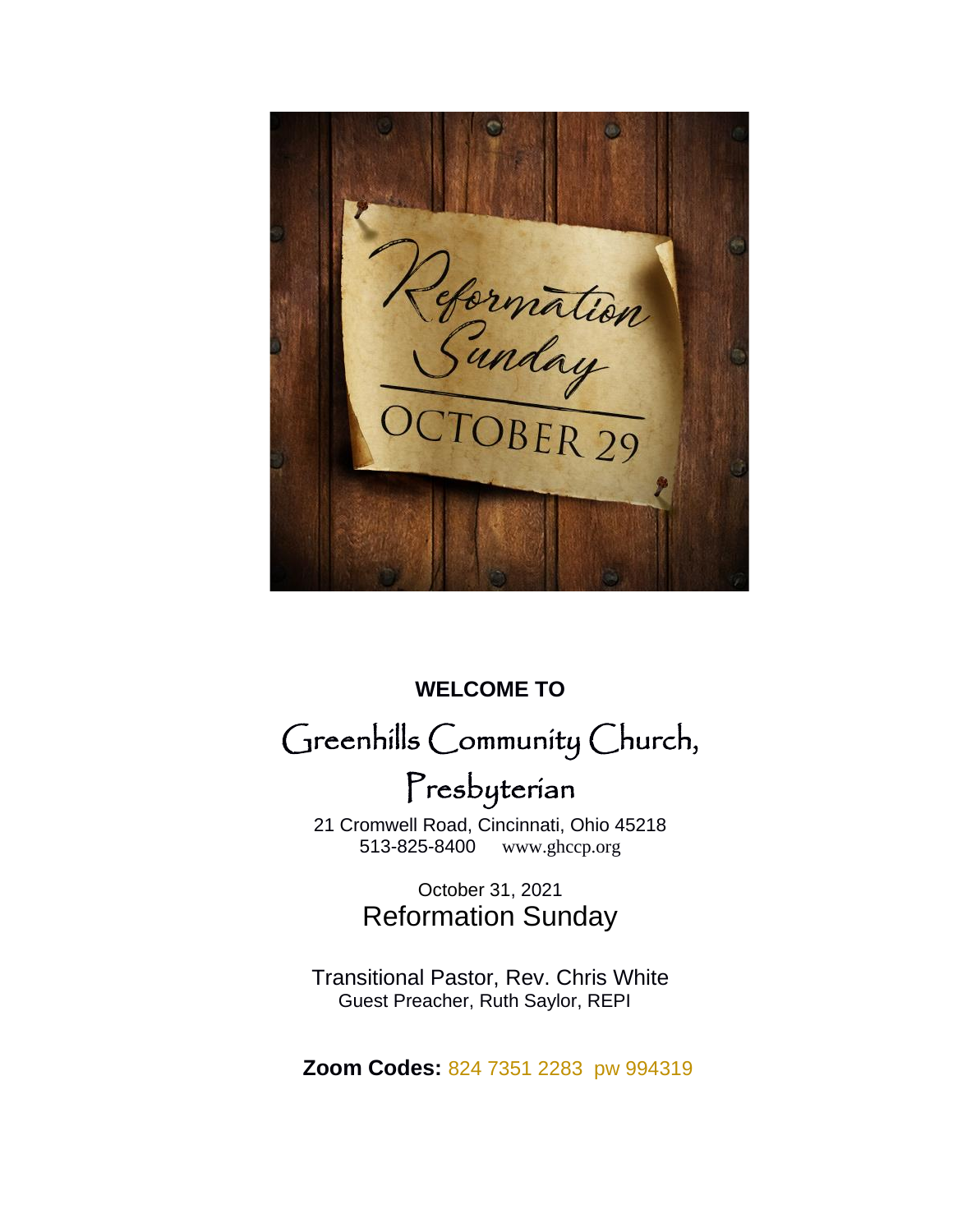Reformation Sunday

OCTOBER 29

**WELCOME TO**

# Greenhills Community Church, Presbyterian

21 Cromwell Road, Cincinnati, Ohio 45218
513-825-8400 www.ghccp.org

October 31, 2021
Reformation Sunday

Transitional Pastor, Rev. Chris White
Guest Preacher, Ruth Saylor, REPI

**Zoom Codes:** 824 7351 2283 pw 994319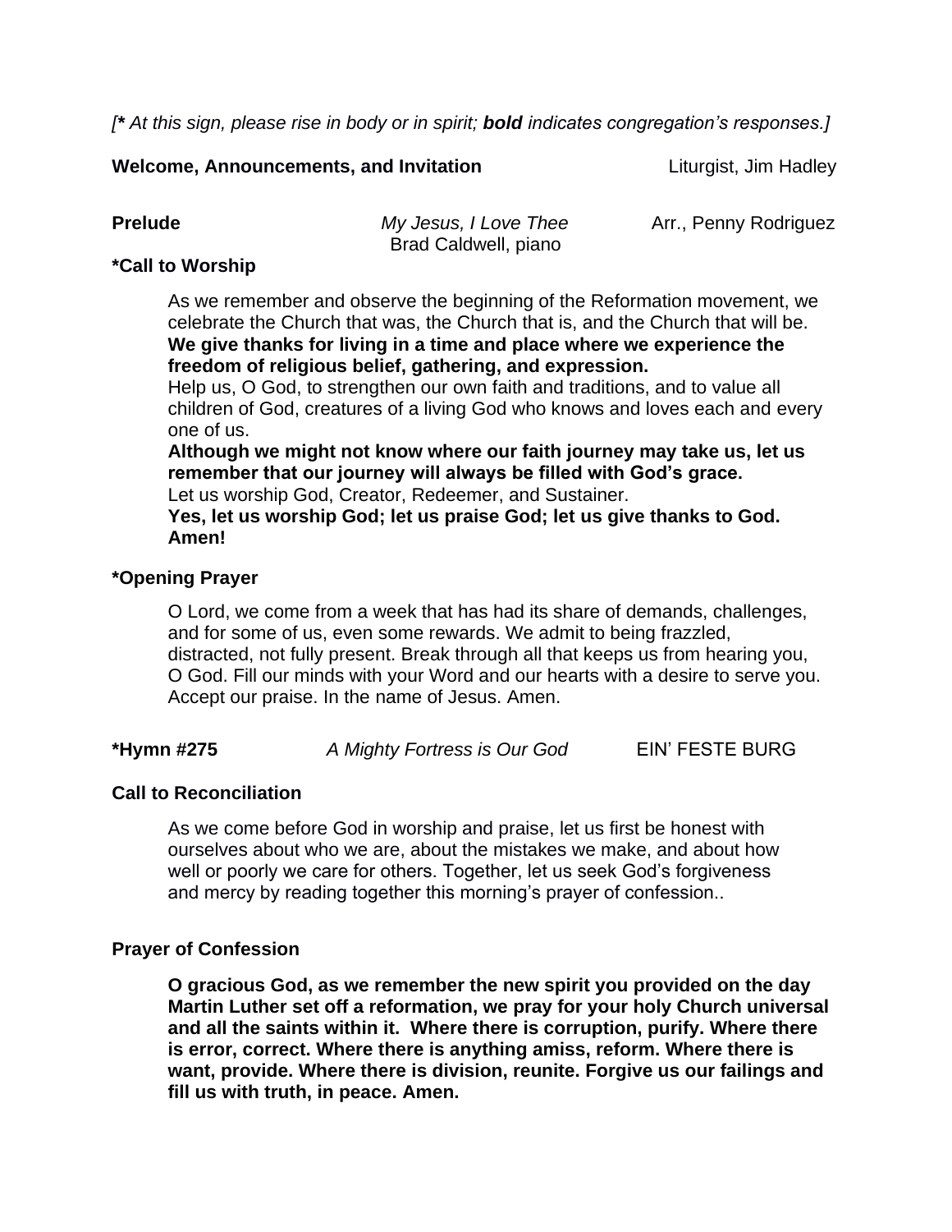*[**\*** At this sign, please rise in body or in spirit; **bold** indicates congregation's responses.]*

**Welcome, Announcements, and Invitation** Liturgist, Jim Hadley

**Prelude** *My Jesus, I Love Thee* Arr., Penny Rodriguez
Brad Caldwell, piano

**\*Call to Worship**

As we remember and observe the beginning of the Reformation movement, we celebrate the Church that was, the Church that is, and the Church that will be.
**We give thanks for living in a time and place where we experience the freedom of religious belief, gathering, and expression.**
Help us, O God, to strengthen our own faith and traditions, and to value all children of God, creatures of a living God who knows and loves each and every one of us.
**Although we might not know where our faith journey may take us, let us remember that our journey will always be filled with God's grace.**
Let us worship God, Creator, Redeemer, and Sustainer.
**Yes, let us worship God; let us praise God; let us give thanks to God. Amen!**

**\*Opening Prayer**

O Lord, we come from a week that has had its share of demands, challenges, and for some of us, even some rewards. We admit to being frazzled, distracted, not fully present. Break through all that keeps us from hearing you, O God. Fill our minds with your Word and our hearts with a desire to serve you. Accept our praise. In the name of Jesus. Amen.

**\*Hymn #275** *A Mighty Fortress is Our God* EIN' FESTE BURG

**Call to Reconciliation**

As we come before God in worship and praise, let us first be honest with ourselves about who we are, about the mistakes we make, and about how well or poorly we care for others. Together, let us seek God's forgiveness and mercy by reading together this morning's prayer of confession..

**Prayer of Confession**

**O gracious God, as we remember the new spirit you provided on the day Martin Luther set off a reformation, we pray for your holy Church universal and all the saints within it. Where there is corruption, purify. Where there is error, correct. Where there is anything amiss, reform. Where there is want, provide. Where there is division, reunite. Forgive us our failings and fill us with truth, in peace. Amen.**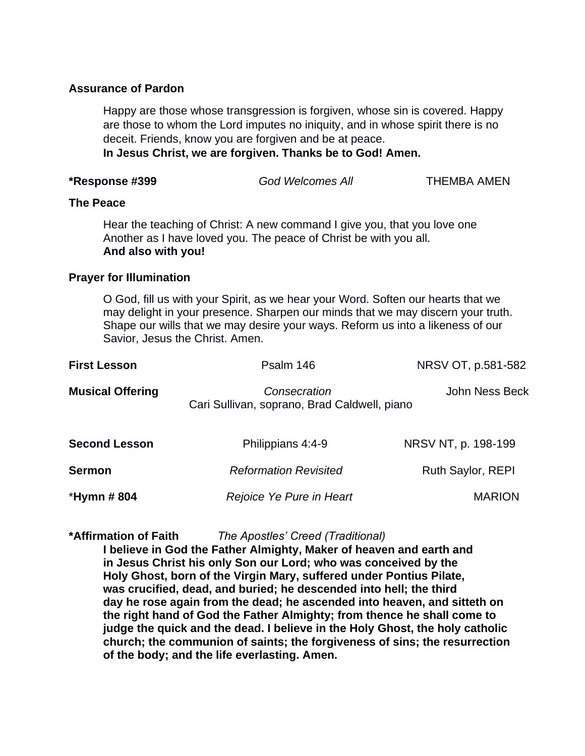**Assurance of Pardon**

Happy are those whose transgression is forgiven, whose sin is covered. Happy are those to whom the Lord imputes no iniquity, and in whose spirit there is no deceit. Friends, know you are forgiven and be at peace.
**In Jesus Christ, we are forgiven. Thanks be to God! Amen.**

**\*Response #399** *God Welcomes All* THEMBA AMEN

**The Peace**

Hear the teaching of Christ: A new command I give you, that you love one Another as I have loved you. The peace of Christ be with you all.
**And also with you!**

**Prayer for Illumination**

O God, fill us with your Spirit, as we hear your Word. Soften our hearts that we may delight in your presence. Sharpen our minds that we may discern your truth. Shape our wills that we may desire your ways. Reform us into a likeness of our Savior, Jesus the Christ. Amen.

**First Lesson** Psalm 146 NRSV OT, p.581-582

**Musical Offering** *Consecration* John Ness Beck
Cari Sullivan, soprano, Brad Caldwell, piano

**Second Lesson** Philippians 4:4-9 NRSV NT, p. 198-199

**Sermon** *Reformation Revisited* Ruth Saylor, REPI

\***Hymn # 804** *Rejoice Ye Pure in Heart* MARION

**\*Affirmation of Faith** *The Apostles' Creed (Traditional)*

**I believe in God the Father Almighty, Maker of heaven and earth and in Jesus Christ his only Son our Lord; who was conceived by the Holy Ghost, born of the Virgin Mary, suffered under Pontius Pilate, was crucified, dead, and buried; he descended into hell; the third day he rose again from the dead; he ascended into heaven, and sitteth on the right hand of God the Father Almighty; from thence he shall come to judge the quick and the dead. I believe in the Holy Ghost, the holy catholic church; the communion of saints; the forgiveness of sins; the resurrection of the body; and the life everlasting. Amen.**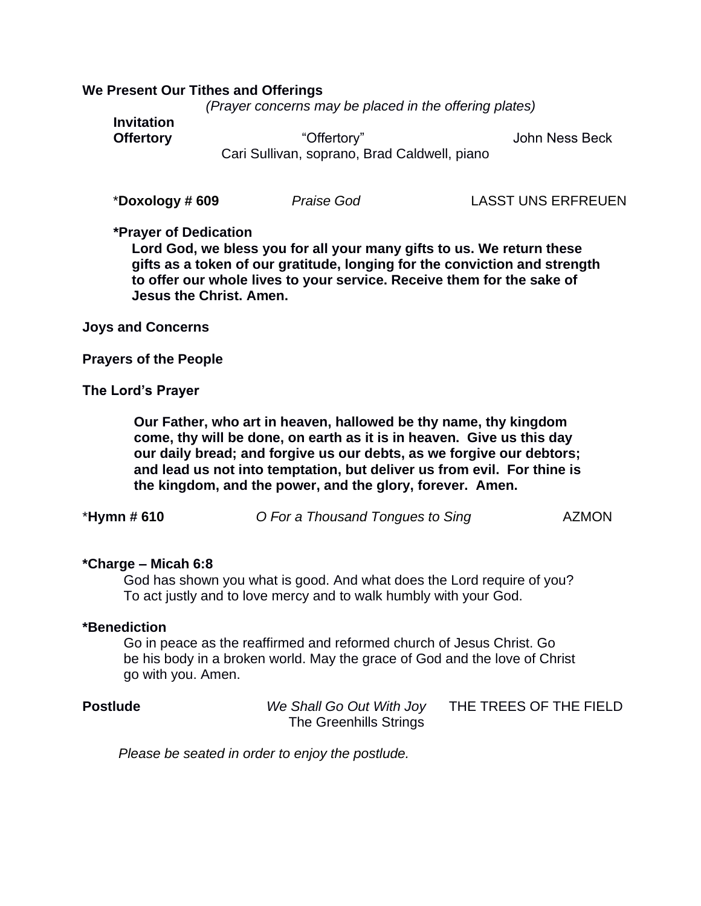**We Present Our Tithes and Offerings**

*(Prayer concerns may be placed in the offering plates)*

**Invitation**

**Offertory** “Offertory” John Ness Beck
Cari Sullivan, soprano, Brad Caldwell, piano

*__Doxology # 609__ *Praise God* LASST UNS ERFREUEN

**\*Prayer of Dedication**

**Lord God, we bless you for all your many gifts to us. We return these gifts as a token of our gratitude, longing for the conviction and strength to offer our whole lives to your service. Receive them for the sake of Jesus the Christ. Amen.**

**Joys and Concerns**

**Prayers of the People**

**The Lord’s Prayer**

**Our Father, who art in heaven, hallowed be thy name, thy kingdom come, thy will be done, on earth as it is in heaven. Give us this day our daily bread; and forgive us our debts, as we forgive our debtors; and lead us not into temptation, but deliver us from evil. For thine is the kingdom, and the power, and the glory, forever. Amen.**

*__Hymn # 610__ *O For a Thousand Tongues to Sing* AZMON

**\*Charge – Micah 6:8**

God has shown you what is good. And what does the Lord require of you? To act justly and to love mercy and to walk humbly with your God.

**\*Benediction**

Go in peace as the reaffirmed and reformed church of Jesus Christ. Go be his body in a broken world. May the grace of God and the love of Christ go with you. Amen.

**Postlude** *We Shall Go Out With Joy* THE TREES OF THE FIELD
The Greenhills Strings

*Please be seated in order to enjoy the postlude.*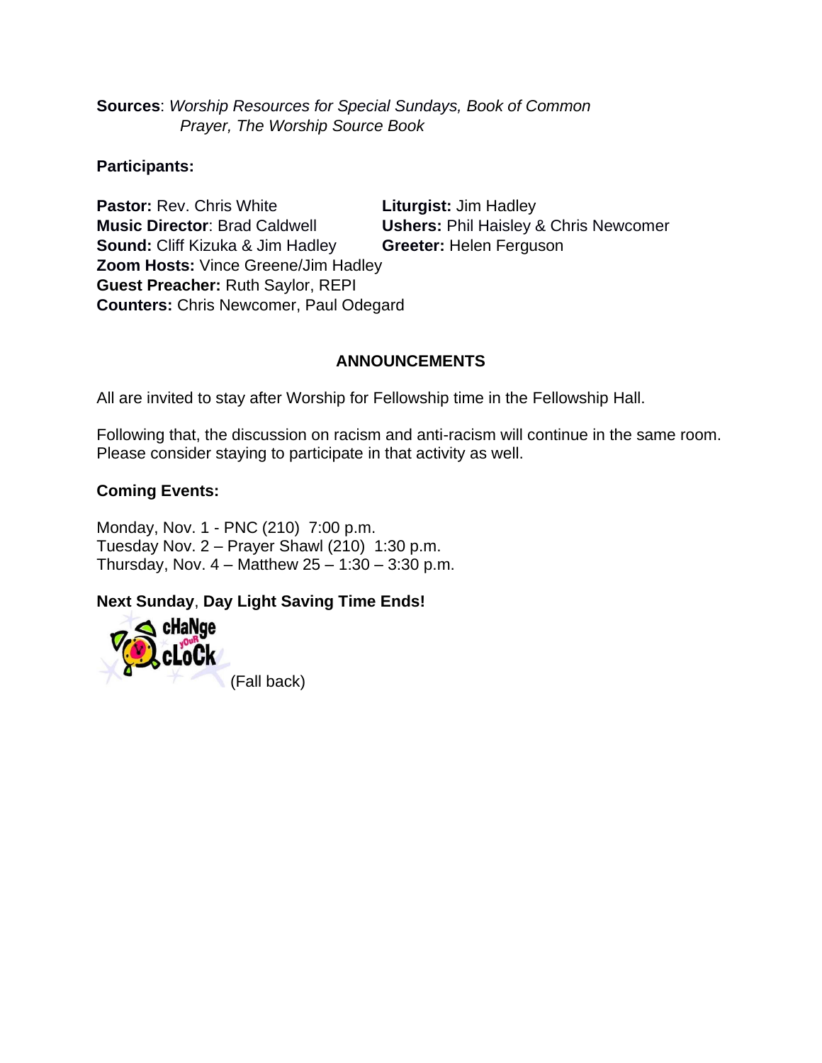**Sources**: *Worship Resources for Special Sundays, Book of Common Prayer, The Worship Source Book*

**Participants:**

**Pastor:** Rev. Chris White
**Liturgist:** Jim Hadley
**Music Director**: Brad Caldwell
**Ushers:** Phil Haisley & Chris Newcomer
**Sound:** Cliff Kizuka & Jim Hadley
**Greeter:** Helen Ferguson
**Zoom Hosts:** Vince Greene/Jim Hadley
**Guest Preacher:** Ruth Saylor, REPI
**Counters:** Chris Newcomer, Paul Odegard

## ANNOUNCEMENTS

All are invited to stay after Worship for Fellowship time in the Fellowship Hall.

Following that, the discussion on racism and anti-racism will continue in the same room. Please consider staying to participate in that activity as well.

**Coming Events:**

Monday, Nov. 1 - PNC (210) 7:00 p.m.
Tuesday Nov. 2 – Prayer Shawl (210) 1:30 p.m.
Thursday, Nov. 4 – Matthew 25 – 1:30 – 3:30 p.m.

**Next Sunday**, **Day Light Saving Time Ends!**

cHaNge yOuR cLoCk (Fall back)